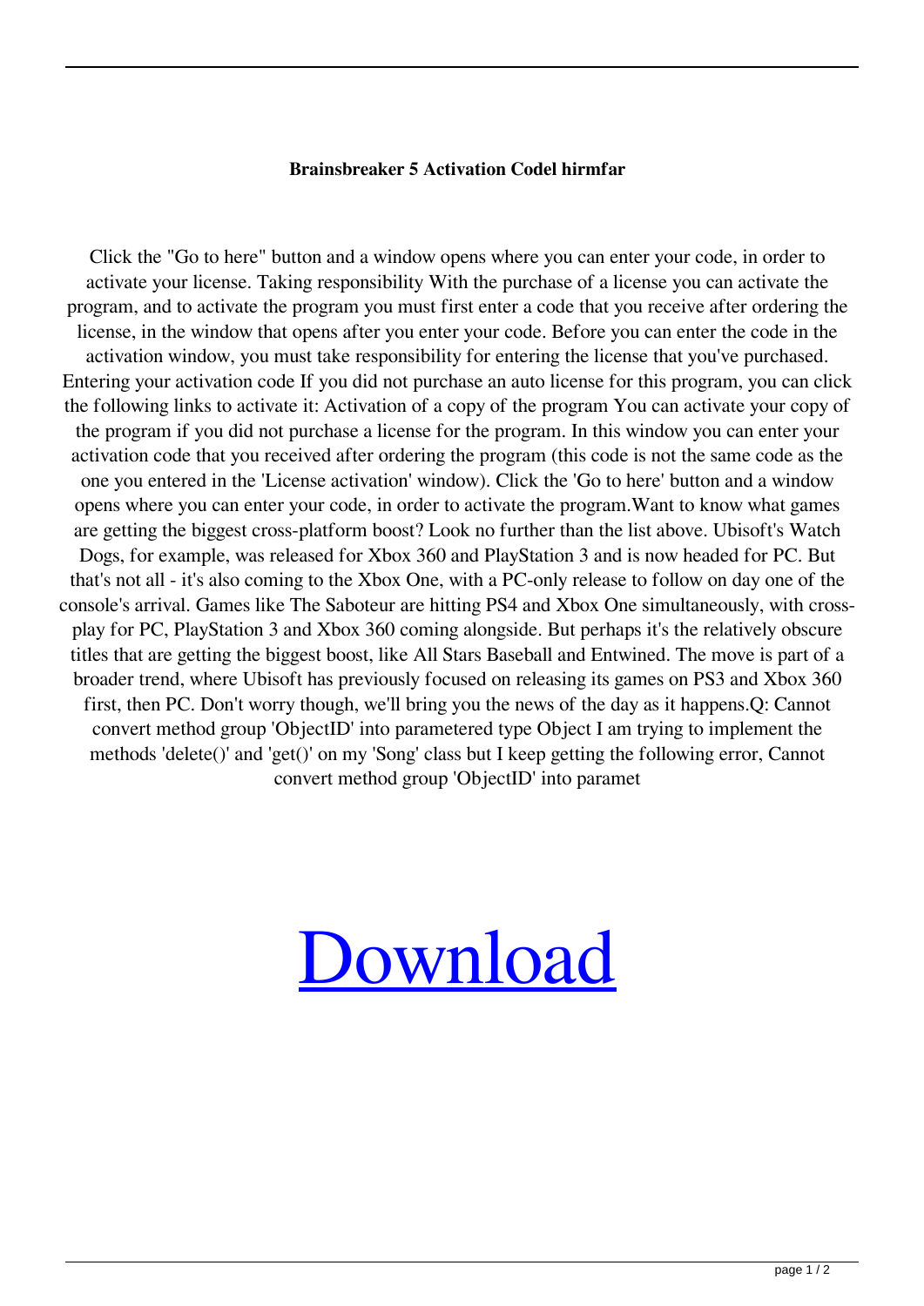**Brainsbreaker 5 Activation Codel hirmfar**

Click the "Go to here" button and a window opens where you can enter your code, in order to activate your license. Taking responsibility With the purchase of a license you can activate the program, and to activate the program you must first enter a code that you receive after ordering the license, in the window that opens after you enter your code. Before you can enter the code in the activation window, you must take responsibility for entering the license that you've purchased. Entering your activation code If you did not purchase an auto license for this program, you can click the following links to activate it: Activation of a copy of the program You can activate your copy of the program if you did not purchase a license for the program. In this window you can enter your activation code that you received after ordering the program (this code is not the same code as the one you entered in the 'License activation' window). Click the 'Go to here' button and a window opens where you can enter your code, in order to activate the program.Want to know what games are getting the biggest cross-platform boost? Look no further than the list above. Ubisoft's Watch Dogs, for example, was released for Xbox 360 and PlayStation 3 and is now headed for PC. But that's not all - it's also coming to the Xbox One, with a PC-only release to follow on day one of the console's arrival. Games like The Saboteur are hitting PS4 and Xbox One simultaneously, with cross-play for PC, PlayStation 3 and Xbox 360 coming alongside. But perhaps it's the relatively obscure titles that are getting the biggest boost, like All Stars Baseball and Entwined. The move is part of a broader trend, where Ubisoft has previously focused on releasing its games on PS3 and Xbox 360 first, then PC. Don't worry though, we'll bring you the news of the day as it happens.Q: Cannot convert method group 'ObjectID' into parametered type Object I am trying to implement the methods 'delete()' and 'get()' on my 'Song' class but I keep getting the following error, Cannot convert method group 'ObjectID' into paramet

Download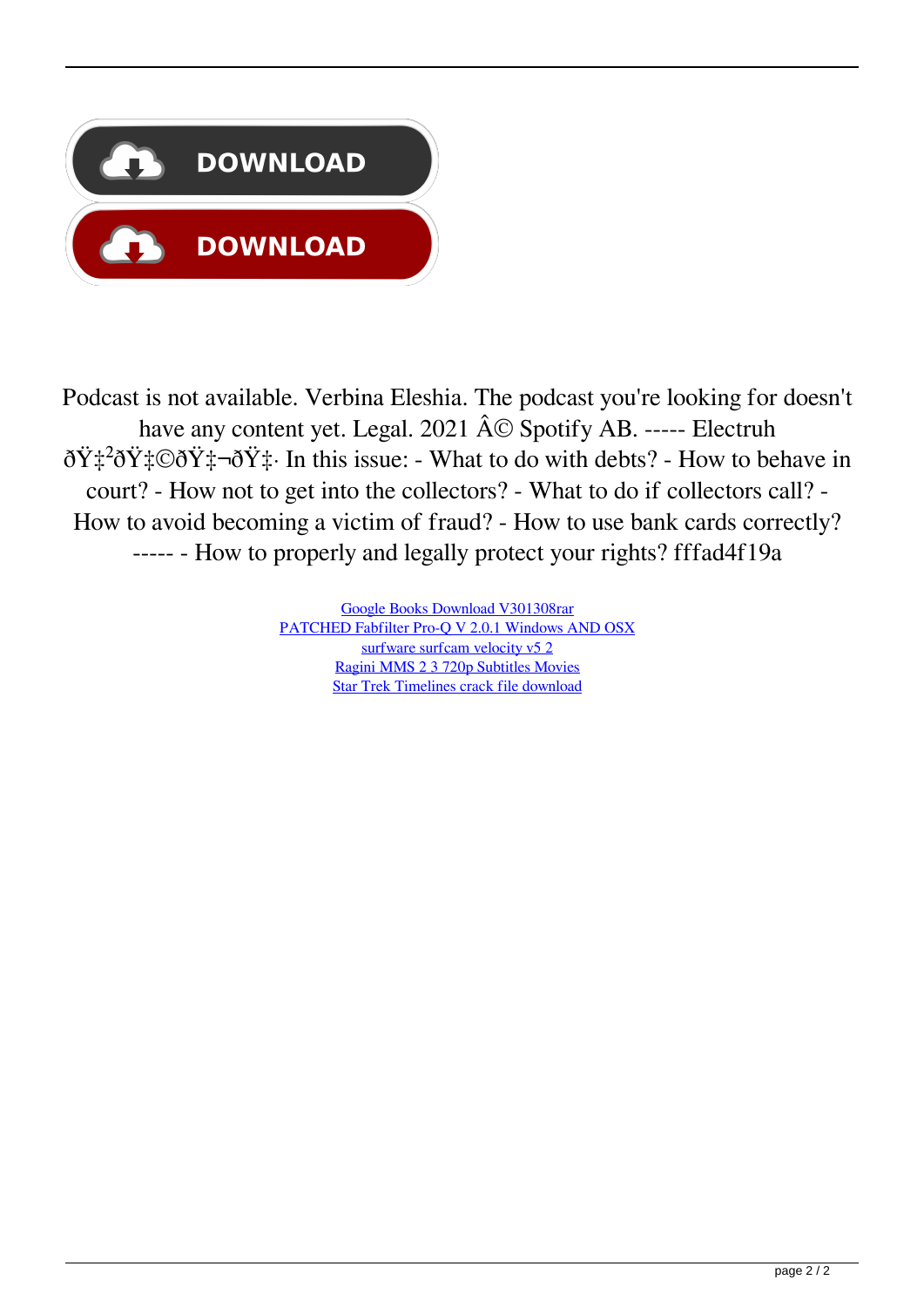DOWNLOAD

DOWNLOAD

Podcast is not available. Verbina Eleshia. The podcast you're looking for doesn't have any content yet. Legal. 2021 Â© Spotify AB. ----- Electruh ðŸ‡²ðŸ‡©ðŸ‡¬ðŸ‡· In this issue: - What to do with debts? - How to behave in court? - How not to get into the collectors? - What to do if collectors call? - How to avoid becoming a victim of fraud? - How to use bank cards correctly? ----- - How to properly and legally protect your rights? fffad4f19a

Google Books Download V301308rar
PATCHED Fabfilter Pro-Q V 2.0.1 Windows AND OSX
surfware surfcam velocity v5 2
Ragini MMS 2 3 720p Subtitles Movies
Star Trek Timelines crack file download